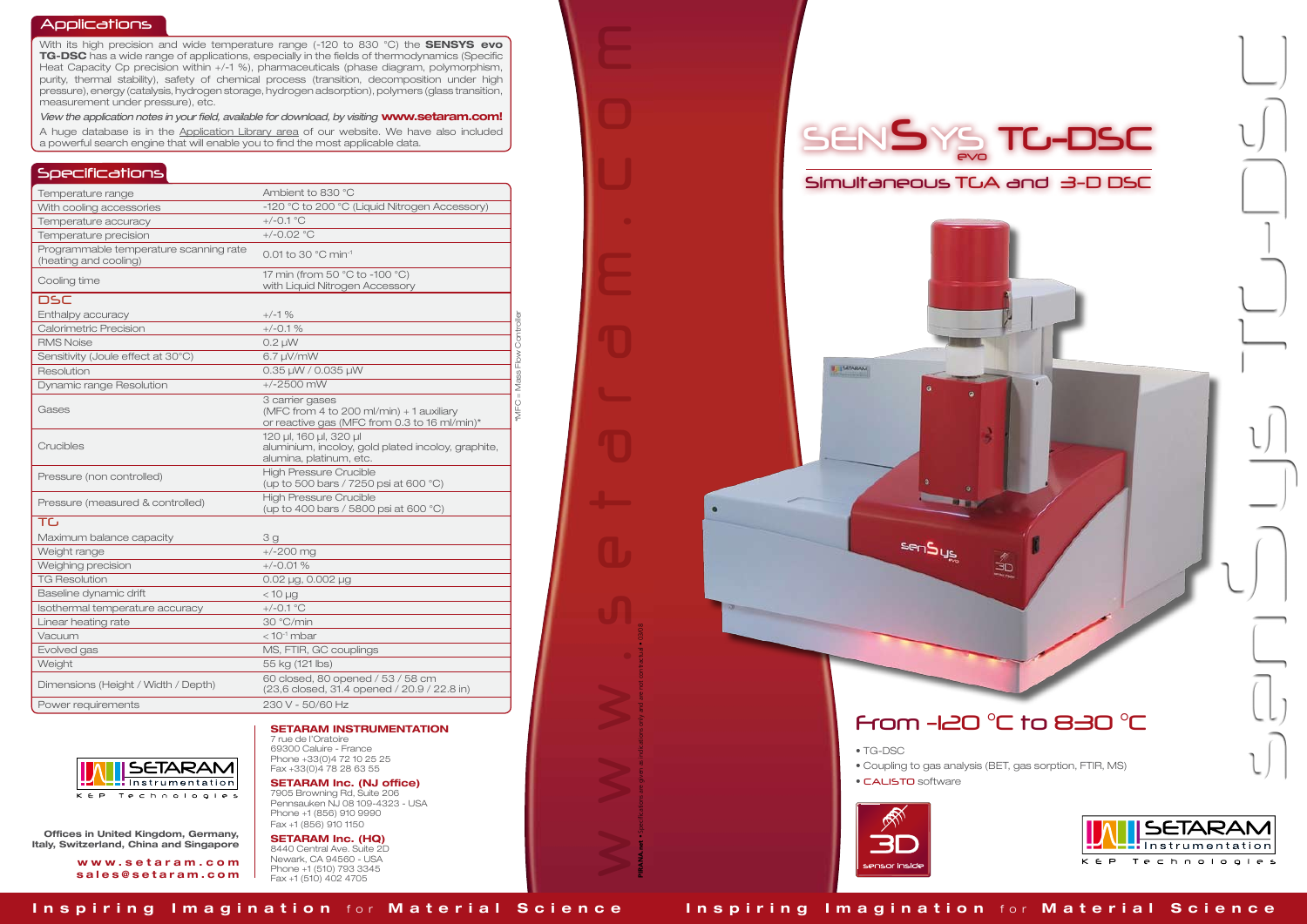## Applications

With its high precision and wide temperature range (-120 to 830 °C) the **SENSYS evo TG-DSC** has a wide range of applications, especially in the fields of thermodynamics (Specific Heat Capacity Cp precision within +/-1 %), pharmaceuticals (phase diagram, polymorphism, purity, thermal stability), safety of chemical process (transition, decomposition under high pressure), energy (catalysis, hydrogen storage, hydrogen adsorption), polymers (glass transition, measurement under pressure), etc.

*View the application notes in your field, available for download, by visiting* **www.setaram.com!**

A huge database is in the Application Library area of our website. We have also included a powerful search engine that will enable you to find the most applicable data.

## Specifications

| | |
|---|---|
| Temperature range | Ambient to 830 °C |
| With cooling accessories | -120 °C to 200 °C (Liquid Nitrogen Accessory) |
| Temperature accuracy | +/-0.1 °C |
| Temperature precision | +/-0.02 °C |
| Programmable temperature scanning rate (heating and cooling) | 0.01 to 30 °C $min^{-1}$ |
| Cooling time | 17 min (from 50 °C to -100 °C) with Liquid Nitrogen Accessory |
| **DSC** | |
| Enthalpy accuracy | +/-1 % |
| Calorimetric Precision | +/-0.1 % |
| RMS Noise | 0.2 µW |
| Sensitivity (Joule effect at 30°C) | 6.7 µV/mW |
| Resolution | 0.35 µW / 0.035 µW |
| Dynamic range Resolution | +/-2500 mW |
| Gases | 3 carrier gases (MFC from 4 to 200 ml/min) + 1 auxiliary or reactive gas (MFC from 0.3 to 16 ml/min)* |
| Crucibles | 120 µl, 160 µl, 320 µl aluminium, incoloy, gold plated incoloy, graphite, alumina, platinum, etc. |
| Pressure (non controlled) | High Pressure Crucible (up to 500 bars / 7250 psi at 600 °C) |
| Pressure (measured & controlled) | High Pressure Crucible (up to 400 bars / 5800 psi at 600 °C) |
| **TG** | |
| Maximum balance capacity | 3 g |
| Weight range | +/-200 mg |
| Weighing precision | +/-0.01 % |
| TG Resolution | 0.02 µg, 0.002 µg |
| Baseline dynamic drift | < 10 µg |
| Isothermal temperature accuracy | +/-0.1 °C |
| Linear heating rate | 30 °C/min |
| Vacuum | < $10^{-1}$ mbar |
| Evolved gas | MS, FTIR, GC couplings |
| Weight | 55 kg (121 lbs) |
| Dimensions (Height / Width / Depth) | 60 closed, 80 opened / 53 / 58 cm (23,6 closed, 31.4 opened / 20.9 / 22.8 in) |
| Power requirements | 230 V - 50/60 Hz |

*MFC = Mass Flow Controller

SETARAM Instrumentation
KEP Technologies

**Offices in United Kingdom, Germany, Italy, Switzerland, China and Singapore**

**www.setaram.com**
**sales@setaram.com**

**SETARAM INSTRUMENTATION**
7 rue de l'Oratoire
69300 Caluire - France
Phone +33(0)4 72 10 25 25
Fax +33(0)4 78 28 63 55

**SETARAM Inc. (NJ office)**
7905 Browning Rd, Suite 206
Pennsauken NJ 08 109-4323 - USA
Phone +1 (856) 910 9990
Fax +1 (856) 910 1150

**SETARAM Inc. (HQ)**
8440 Central Ave. Suite 2D
Newark, CA 94560 - USA
Phone +1 (510) 793 3345
Fax +1 (510) 402 4705

www.setaram.com

PIRANA.net • Specifications are given as indications only and are not contractual • 03/08

# SENSYS evo TG-DSC

## Simultaneous TGA and 3-D DSC

## From -120 °C to 830 °C

- TG-DSC
- Coupling to gas analysis (BET, gas sorption, FTIR, MS)
- CALISTO software

3D sensor inside

SETARAM Instrumentation
KEP Technologies

SENSYS TG-DSC

**Inspiring Imagination** for **Material Science**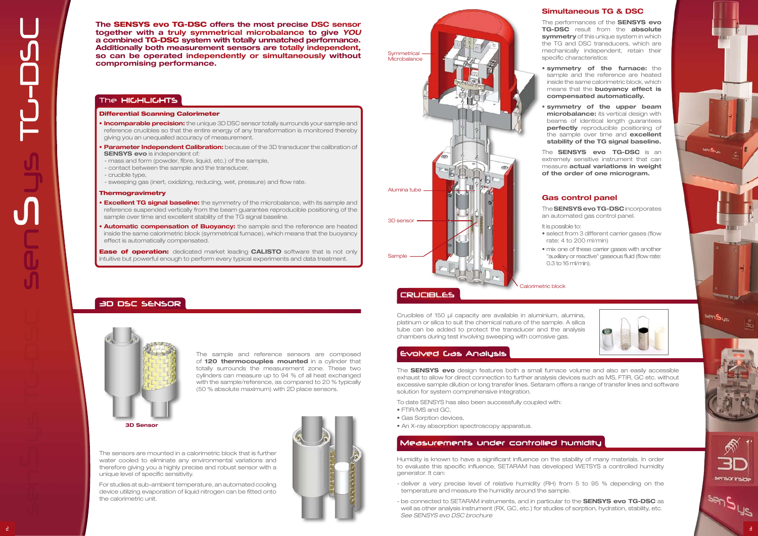**The SENSYS evo TG-DSC offers the most precise DSC sensor together with a truly symmetrical microbalance to give *YOU* a combined TG-DSC system with totally unmatched performance. Additionally both measurement sensors are totally independent, so can be operated independently or simultaneously without compromising performance.**

## The HIGHLIGHTS

### Differential Scanning Calorimeter

- **Incomparable precision:** the unique 3D DSC sensor totally surrounds your sample and reference crucibles so that the entire energy of any transformation is monitored thereby giving you an unequalled accuracy of measurement.
- **Parameter Independent Calibration:** because of the 3D transducer the calibration of **SENSYS evo** is independent of:
  - mass and form (powder, fibre, liquid, etc.) of the sample,
  - contact between the sample and the transducer,
  - crucible type,
  - sweeping gas (inert, oxidizing, reducing, wet, pressure) and flow rate.

### Thermogravimetry

- **Excellent TG signal baseline:** the symmetry of the microbalance, with its sample and reference suspended vertically from the beam guarantee reproducible positioning of the sample over time and excellent stability of the TG signal baseline.
- **Automatic compensation of Buoyancy:** the sample and the reference are heated inside the same calorimetric block (symmetrical furnace), which means that the buoyancy effect is automatically compensated.

**Ease of operation:** dedicated market leading **CALISTO** software that is not only intuitive but powerful enough to perform every typical experiments and data treatment.

Symmetrical Microbalance

Alumina tube

3D sensor

Sample

Calorimetric block

## 3D DSC SENSOR

3D Sensor

The sample and reference sensors are composed of **120 thermocouples mounted** in a cylinder that totally surrounds the measurement zone. These two cylinders can measure up to 94 % of all heat exchanged with the sample/reference, as compared to 20 % typically (50 % absolute maximum) with 2D place sensors.

The sensors are mounted in a calorimetric block that is further water cooled to eliminate any environmental variations and therefore giving you a highly precise and robust sensor with a unique level of specific sensitivity.

For studies at sub-ambient temperature, an automated cooling device utilizing evaporation of liquid nitrogen can be fitted onto the calorimetric unit.

## Simultaneous TG & DSC

The performances of the **SENSYS evo TG-DSC** result from the **absolute symmetry** of this unique system in which the TG and DSC transducers, which are mechanically independent, retain their specific characteristics:

- **symmetry of the furnace:** the sample and the reference are heated inside the same calorimetric block, which means that the **buoyancy effect is compensated automatically.**
- **symmetry of the upper beam microbalance:** its vertical design with beams of identical length guarantees **perfectly** reproducible positioning of the sample over time and **excellent stability of the TG signal baseline.**

The **SENSYS evo TG-DSC** is an extremely sensitive instrument that can measure **actual variations in weight of the order of one microgram.**

## Gas control panel

The **SENSYS evo TG-DSC** incorporates an automated gas control panel.

It is possible to:

- select from 3 different carrier gases (flow rate: 4 to 200 ml/min)
- mix one of these carrier gases with another "auxiliary or reactive" gaseous fluid (flow rate: 0.3 to 16 ml/min).

## CRUCIBLES

Crucibles of 150 µl capacity are available in aluminium, alumina, platinum or silica to suit the chemical nature of the sample. A silica tube can be added to protect the transducer and the analysis chambers during test involving sweeping with corrosive gas.

## Evolved Gas Analysis

The **SENSYS evo** design features both a small furnace volume and also an easily accessible exhaust to allow for direct connection to further analysis devices such as MS, FTIR, GC etc. without excessive sample dilution or long transfer lines. Setaram offers a range of transfer lines and software solution for system comprehensive integration.

To date SENSYS has also been successfully coupled with:

- FTIR/MS and GC,
- Gas Sorption devices,
- An X-ray absorption spectroscopy apparatus.

## Measurements under controlled humidity

Humidity is known to have a significant influence on the stability of many materials. In order to evaluate this specific influence, SETARAM has developed WETSYS a controlled humidity generator. It can:

- deliver a very precise level of relative humidity (RH) from 5 to 95 % depending on the temperature and measure the humidity around the sample.
- be connected to SETARAM instruments, and in particular to the **SENSYS evo TG-DSC** as well as other analysis instrument (RX, GC, etc.) for studies of sorption, hydration, stability, etc. *See SENSYS evo DSC brochure*